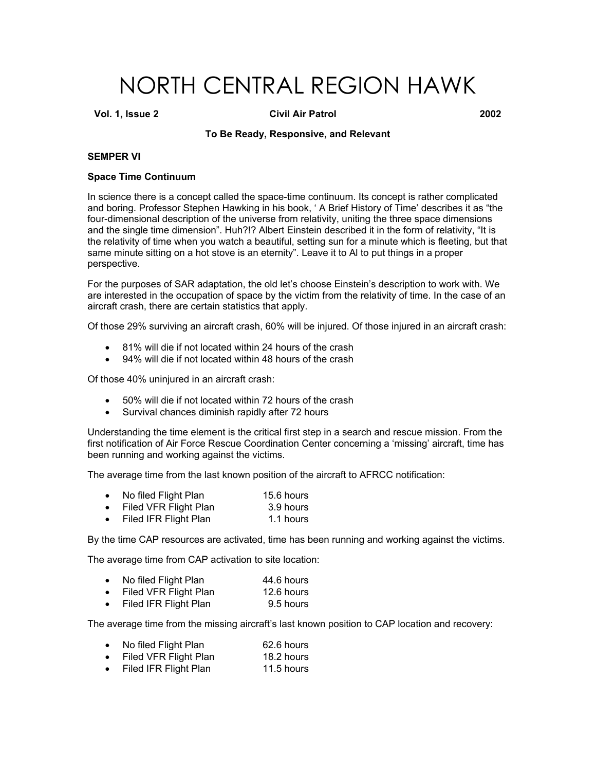# NORTH CENTRAL REGION HAWK

**Vol. 1, Issue 2** **Civil Air Patrol** **2002**

**To Be Ready, Responsive, and Relevant**

**SEMPER VI**

**Space Time Continuum**

In science there is a concept called the space-time continuum. Its concept is rather complicated and boring. Professor Stephen Hawking in his book, ' A Brief History of Time' describes it as "the four-dimensional description of the universe from relativity, uniting the three space dimensions and the single time dimension". Huh?!? Albert Einstein described it in the form of relativity, "It is the relativity of time when you watch a beautiful, setting sun for a minute which is fleeting, but that same minute sitting on a hot stove is an eternity". Leave it to Al to put things in a proper perspective.

For the purposes of SAR adaptation, the old let's choose Einstein's description to work with. We are interested in the occupation of space by the victim from the relativity of time. In the case of an aircraft crash, there are certain statistics that apply.

Of those 29% surviving an aircraft crash, 60% will be injured. Of those injured in an aircraft crash:

- 81% will die if not located within 24 hours of the crash
- 94% will die if not located within 48 hours of the crash

Of those 40% uninjured in an aircraft crash:

- 50% will die if not located within 72 hours of the crash
- Survival chances diminish rapidly after 72 hours

Understanding the time element is the critical first step in a search and rescue mission. From the first notification of Air Force Rescue Coordination Center concerning a 'missing' aircraft, time has been running and working against the victims.

The average time from the last known position of the aircraft to AFRCC notification:

- No filed Flight Plan 15.6 hours
- Filed VFR Flight Plan 3.9 hours
- Filed IFR Flight Plan 1.1 hours

By the time CAP resources are activated, time has been running and working against the victims.

The average time from CAP activation to site location:

- No filed Flight Plan 44.6 hours
- Filed VFR Flight Plan 12.6 hours
- Filed IFR Flight Plan 9.5 hours

The average time from the missing aircraft's last known position to CAP location and recovery:

- No filed Flight Plan 62.6 hours
- Filed VFR Flight Plan 18.2 hours
- Filed IFR Flight Plan 11.5 hours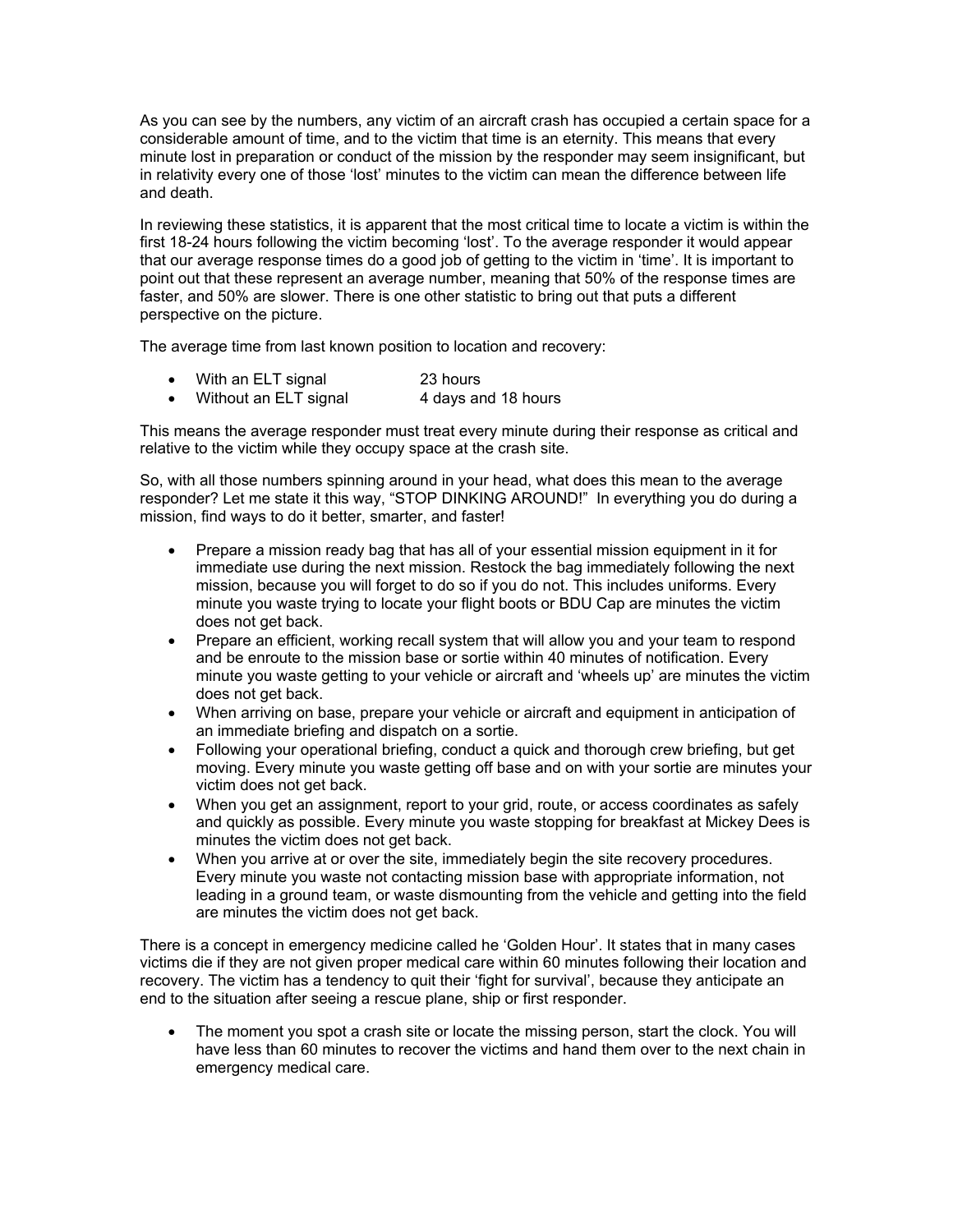As you can see by the numbers, any victim of an aircraft crash has occupied a certain space for a considerable amount of time, and to the victim that time is an eternity. This means that every minute lost in preparation or conduct of the mission by the responder may seem insignificant, but in relativity every one of those 'lost' minutes to the victim can mean the difference between life and death.

In reviewing these statistics, it is apparent that the most critical time to locate a victim is within the first 18-24 hours following the victim becoming 'lost'. To the average responder it would appear that our average response times do a good job of getting to the victim in 'time'. It is important to point out that these represent an average number, meaning that 50% of the response times are faster, and 50% are slower. There is one other statistic to bring out that puts a different perspective on the picture.

The average time from last known position to location and recovery:

- With an ELT signal 23 hours
- Without an ELT signal 4 days and 18 hours

This means the average responder must treat every minute during their response as critical and relative to the victim while they occupy space at the crash site.

So, with all those numbers spinning around in your head, what does this mean to the average responder? Let me state it this way, "STOP DINKING AROUND!" In everything you do during a mission, find ways to do it better, smarter, and faster!

- Prepare a mission ready bag that has all of your essential mission equipment in it for immediate use during the next mission. Restock the bag immediately following the next mission, because you will forget to do so if you do not. This includes uniforms. Every minute you waste trying to locate your flight boots or BDU Cap are minutes the victim does not get back.
- Prepare an efficient, working recall system that will allow you and your team to respond and be enroute to the mission base or sortie within 40 minutes of notification. Every minute you waste getting to your vehicle or aircraft and 'wheels up' are minutes the victim does not get back.
- When arriving on base, prepare your vehicle or aircraft and equipment in anticipation of an immediate briefing and dispatch on a sortie.
- Following your operational briefing, conduct a quick and thorough crew briefing, but get moving. Every minute you waste getting off base and on with your sortie are minutes your victim does not get back.
- When you get an assignment, report to your grid, route, or access coordinates as safely and quickly as possible. Every minute you waste stopping for breakfast at Mickey Dees is minutes the victim does not get back.
- When you arrive at or over the site, immediately begin the site recovery procedures. Every minute you waste not contacting mission base with appropriate information, not leading in a ground team, or waste dismounting from the vehicle and getting into the field are minutes the victim does not get back.

There is a concept in emergency medicine called he 'Golden Hour'. It states that in many cases victims die if they are not given proper medical care within 60 minutes following their location and recovery. The victim has a tendency to quit their 'fight for survival', because they anticipate an end to the situation after seeing a rescue plane, ship or first responder.

- The moment you spot a crash site or locate the missing person, start the clock. You will have less than 60 minutes to recover the victims and hand them over to the next chain in emergency medical care.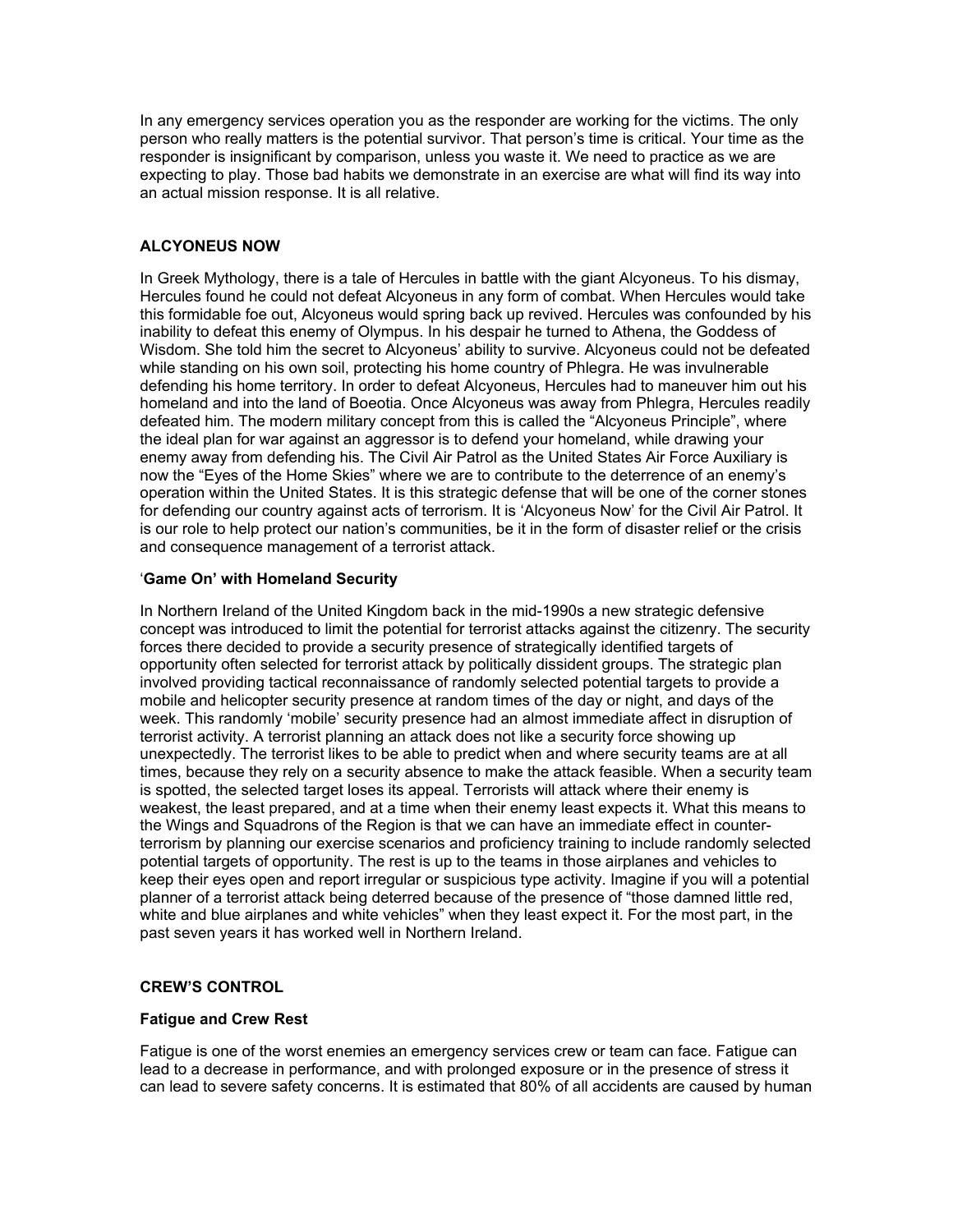In any emergency services operation you as the responder are working for the victims. The only person who really matters is the potential survivor. That person's time is critical. Your time as the responder is insignificant by comparison, unless you waste it. We need to practice as we are expecting to play. Those bad habits we demonstrate in an exercise are what will find its way into an actual mission response. It is all relative.

## ALCYONEUS NOW

In Greek Mythology, there is a tale of Hercules in battle with the giant Alcyoneus. To his dismay, Hercules found he could not defeat Alcyoneus in any form of combat. When Hercules would take this formidable foe out, Alcyoneus would spring back up revived. Hercules was confounded by his inability to defeat this enemy of Olympus. In his despair he turned to Athena, the Goddess of Wisdom. She told him the secret to Alcyoneus' ability to survive. Alcyoneus could not be defeated while standing on his own soil, protecting his home country of Phlegra. He was invulnerable defending his home territory. In order to defeat Alcyoneus, Hercules had to maneuver him out his homeland and into the land of Boeotia. Once Alcyoneus was away from Phlegra, Hercules readily defeated him. The modern military concept from this is called the "Alcyoneus Principle", where the ideal plan for war against an aggressor is to defend your homeland, while drawing your enemy away from defending his. The Civil Air Patrol as the United States Air Force Auxiliary is now the "Eyes of the Home Skies" where we are to contribute to the deterrence of an enemy's operation within the United States. It is this strategic defense that will be one of the corner stones for defending our country against acts of terrorism. It is 'Alcyoneus Now' for the Civil Air Patrol. It is our role to help protect our nation's communities, be it in the form of disaster relief or the crisis and consequence management of a terrorist attack.

### 'Game On' with Homeland Security

In Northern Ireland of the United Kingdom back in the mid-1990s a new strategic defensive concept was introduced to limit the potential for terrorist attacks against the citizenry. The security forces there decided to provide a security presence of strategically identified targets of opportunity often selected for terrorist attack by politically dissident groups. The strategic plan involved providing tactical reconnaissance of randomly selected potential targets to provide a mobile and helicopter security presence at random times of the day or night, and days of the week. This randomly 'mobile' security presence had an almost immediate affect in disruption of terrorist activity. A terrorist planning an attack does not like a security force showing up unexpectedly. The terrorist likes to be able to predict when and where security teams are at all times, because they rely on a security absence to make the attack feasible. When a security team is spotted, the selected target loses its appeal. Terrorists will attack where their enemy is weakest, the least prepared, and at a time when their enemy least expects it. What this means to the Wings and Squadrons of the Region is that we can have an immediate effect in counter-terrorism by planning our exercise scenarios and proficiency training to include randomly selected potential targets of opportunity. The rest is up to the teams in those airplanes and vehicles to keep their eyes open and report irregular or suspicious type activity. Imagine if you will a potential planner of a terrorist attack being deterred because of the presence of "those damned little red, white and blue airplanes and white vehicles" when they least expect it. For the most part, in the past seven years it has worked well in Northern Ireland.

## CREW'S CONTROL

### Fatigue and Crew Rest

Fatigue is one of the worst enemies an emergency services crew or team can face. Fatigue can lead to a decrease in performance, and with prolonged exposure or in the presence of stress it can lead to severe safety concerns. It is estimated that 80% of all accidents are caused by human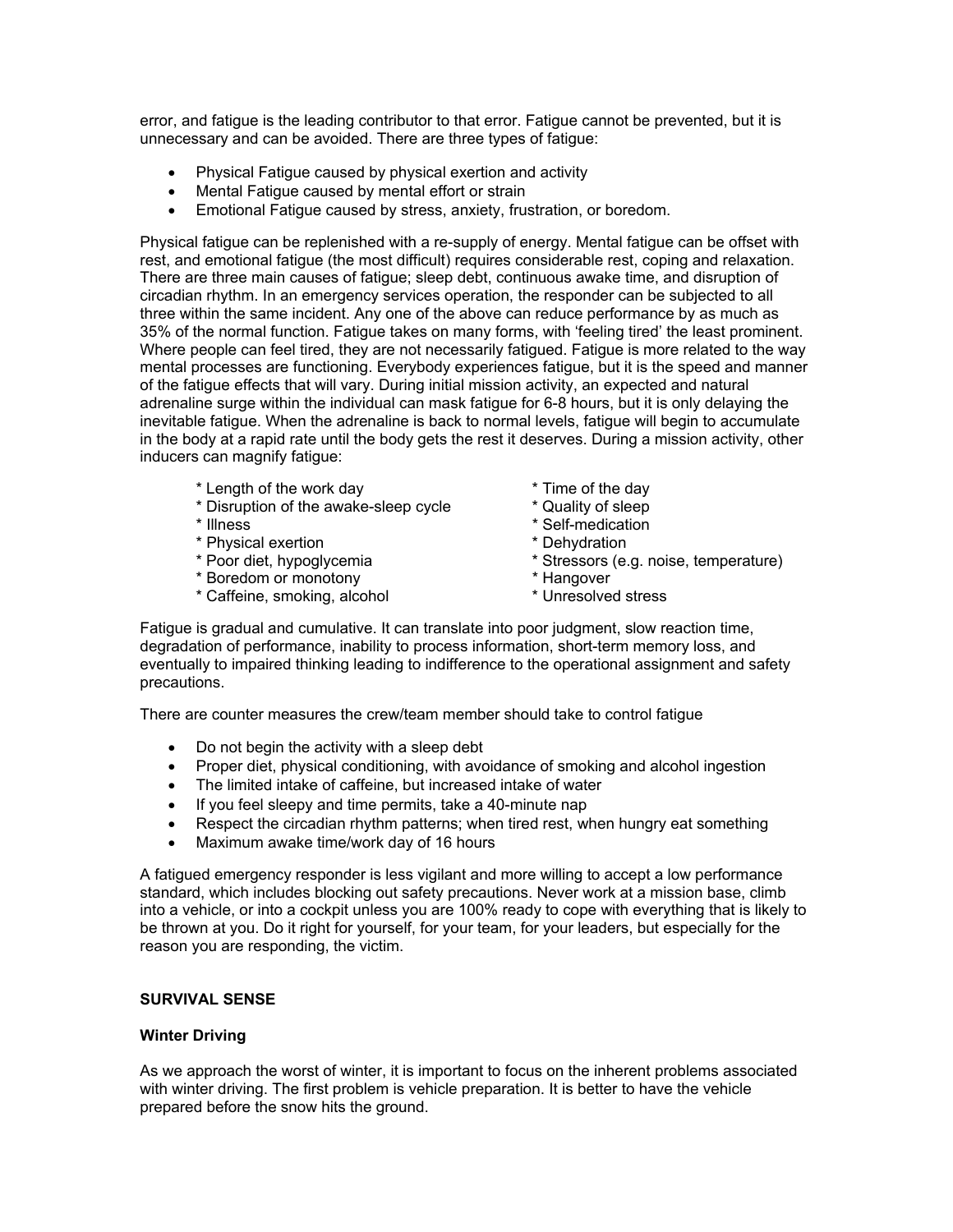error, and fatigue is the leading contributor to that error. Fatigue cannot be prevented, but it is unnecessary and can be avoided. There are three types of fatigue:

- Physical Fatigue caused by physical exertion and activity
- Mental Fatigue caused by mental effort or strain
- Emotional Fatigue caused by stress, anxiety, frustration, or boredom.

Physical fatigue can be replenished with a re-supply of energy. Mental fatigue can be offset with rest, and emotional fatigue (the most difficult) requires considerable rest, coping and relaxation. There are three main causes of fatigue; sleep debt, continuous awake time, and disruption of circadian rhythm. In an emergency services operation, the responder can be subjected to all three within the same incident. Any one of the above can reduce performance by as much as 35% of the normal function. Fatigue takes on many forms, with 'feeling tired' the least prominent. Where people can feel tired, they are not necessarily fatigued. Fatigue is more related to the way mental processes are functioning. Everybody experiences fatigue, but it is the speed and manner of the fatigue effects that will vary. During initial mission activity, an expected and natural adrenaline surge within the individual can mask fatigue for 6-8 hours, but it is only delaying the inevitable fatigue. When the adrenaline is back to normal levels, fatigue will begin to accumulate in the body at a rapid rate until the body gets the rest it deserves. During a mission activity, other inducers can magnify fatigue:

* Length of the work day
* Disruption of the awake-sleep cycle
* Illness
* Physical exertion
* Poor diet, hypoglycemia
* Boredom or monotony
* Caffeine, smoking, alcohol
* Time of the day
* Quality of sleep
* Self-medication
* Dehydration
* Stressors (e.g. noise, temperature)
* Hangover
* Unresolved stress

Fatigue is gradual and cumulative. It can translate into poor judgment, slow reaction time, degradation of performance, inability to process information, short-term memory loss, and eventually to impaired thinking leading to indifference to the operational assignment and safety precautions.

There are counter measures the crew/team member should take to control fatigue

- Do not begin the activity with a sleep debt
- Proper diet, physical conditioning, with avoidance of smoking and alcohol ingestion
- The limited intake of caffeine, but increased intake of water
- If you feel sleepy and time permits, take a 40-minute nap
- Respect the circadian rhythm patterns; when tired rest, when hungry eat something
- Maximum awake time/work day of 16 hours

A fatigued emergency responder is less vigilant and more willing to accept a low performance standard, which includes blocking out safety precautions. Never work at a mission base, climb into a vehicle, or into a cockpit unless you are 100% ready to cope with everything that is likely to be thrown at you. Do it right for yourself, for your team, for your leaders, but especially for the reason you are responding, the victim.

**SURVIVAL SENSE**

**Winter Driving**

As we approach the worst of winter, it is important to focus on the inherent problems associated with winter driving. The first problem is vehicle preparation. It is better to have the vehicle prepared before the snow hits the ground.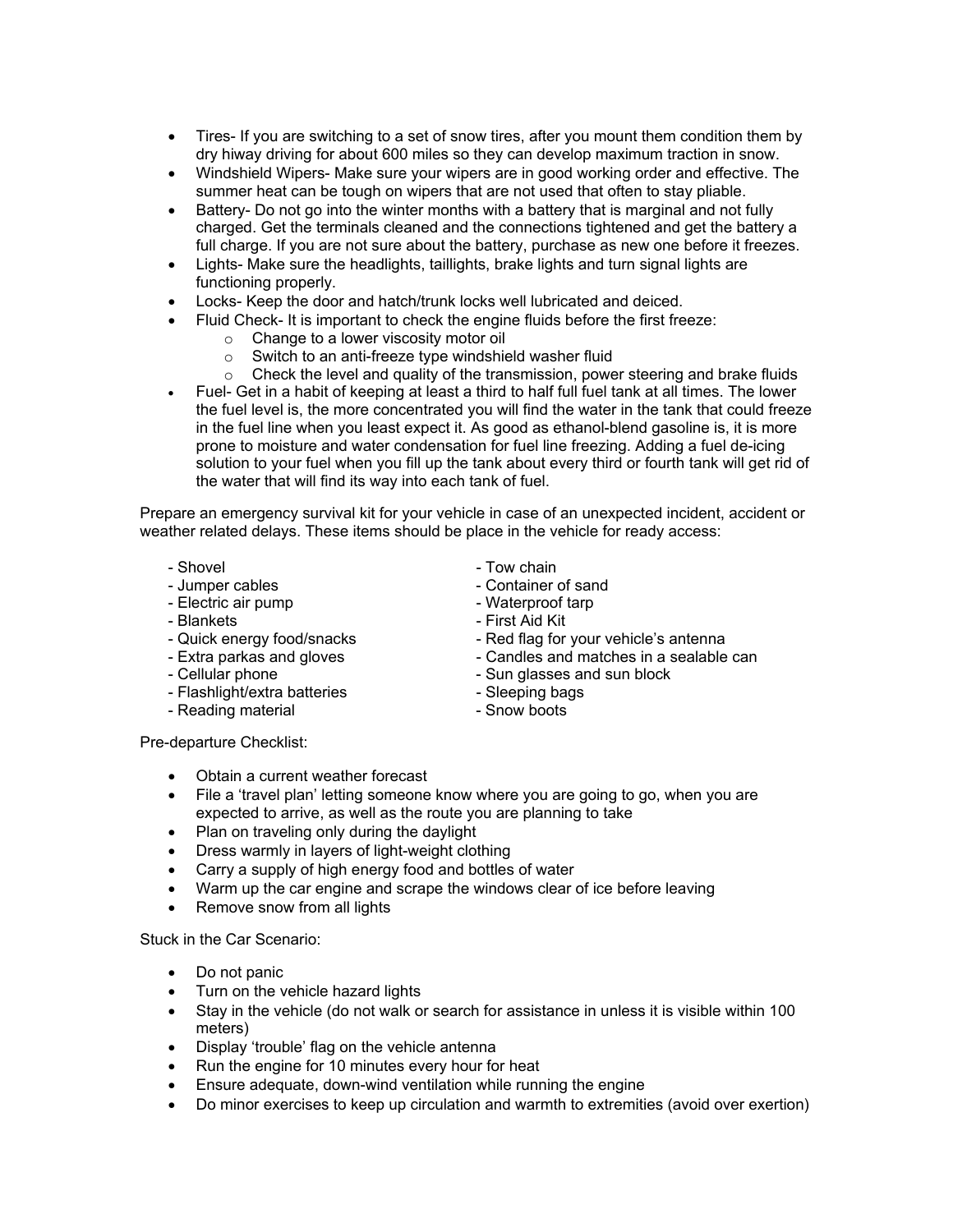- Tires- If you are switching to a set of snow tires, after you mount them condition them by dry hiway driving for about 600 miles so they can develop maximum traction in snow.
- Windshield Wipers- Make sure your wipers are in good working order and effective. The summer heat can be tough on wipers that are not used that often to stay pliable.
- Battery- Do not go into the winter months with a battery that is marginal and not fully charged. Get the terminals cleaned and the connections tightened and get the battery a full charge. If you are not sure about the battery, purchase as new one before it freezes.
- Lights- Make sure the headlights, taillights, brake lights and turn signal lights are functioning properly.
- Locks- Keep the door and hatch/trunk locks well lubricated and deiced.
- Fluid Check- It is important to check the engine fluids before the first freeze:
    - Change to a lower viscosity motor oil
    - Switch to an anti-freeze type windshield washer fluid
    - Check the level and quality of the transmission, power steering and brake fluids
- Fuel- Get in a habit of keeping at least a third to half full fuel tank at all times. The lower the fuel level is, the more concentrated you will find the water in the tank that could freeze in the fuel line when you least expect it. As good as ethanol-blend gasoline is, it is more prone to moisture and water condensation for fuel line freezing. Adding a fuel de-icing solution to your fuel when you fill up the tank about every third or fourth tank will get rid of the water that will find its way into each tank of fuel.

Prepare an emergency survival kit for your vehicle in case of an unexpected incident, accident or weather related delays. These items should be place in the vehicle for ready access:

- Shovel
- Jumper cables
- Electric air pump
- Blankets
- Quick energy food/snacks
- Extra parkas and gloves
- Cellular phone
- Flashlight/extra batteries
- Reading material
- Tow chain
- Container of sand
- Waterproof tarp
- First Aid Kit
- Red flag for your vehicle's antenna
- Candles and matches in a sealable can
- Sun glasses and sun block
- Sleeping bags
- Snow boots

Pre-departure Checklist:

- Obtain a current weather forecast
- File a 'travel plan' letting someone know where you are going to go, when you are expected to arrive, as well as the route you are planning to take
- Plan on traveling only during the daylight
- Dress warmly in layers of light-weight clothing
- Carry a supply of high energy food and bottles of water
- Warm up the car engine and scrape the windows clear of ice before leaving
- Remove snow from all lights

Stuck in the Car Scenario:

- Do not panic
- Turn on the vehicle hazard lights
- Stay in the vehicle (do not walk or search for assistance in unless it is visible within 100 meters)
- Display 'trouble' flag on the vehicle antenna
- Run the engine for 10 minutes every hour for heat
- Ensure adequate, down-wind ventilation while running the engine
- Do minor exercises to keep up circulation and warmth to extremities (avoid over exertion)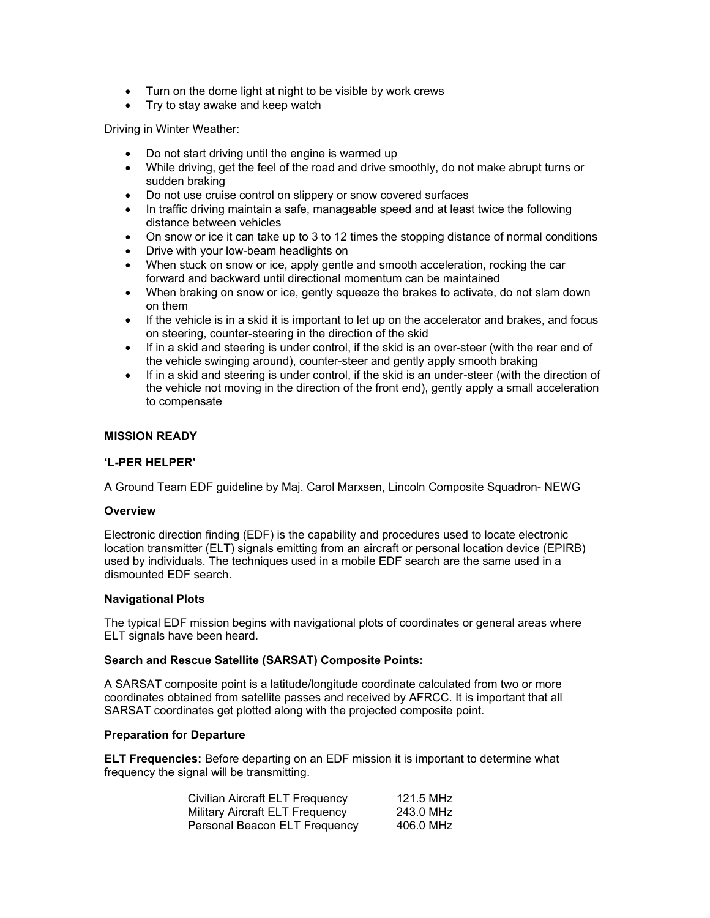- Turn on the dome light at night to be visible by work crews
- Try to stay awake and keep watch

Driving in Winter Weather:

- Do not start driving until the engine is warmed up
- While driving, get the feel of the road and drive smoothly, do not make abrupt turns or sudden braking
- Do not use cruise control on slippery or snow covered surfaces
- In traffic driving maintain a safe, manageable speed and at least twice the following distance between vehicles
- On snow or ice it can take up to 3 to 12 times the stopping distance of normal conditions
- Drive with your low-beam headlights on
- When stuck on snow or ice, apply gentle and smooth acceleration, rocking the car forward and backward until directional momentum can be maintained
- When braking on snow or ice, gently squeeze the brakes to activate, do not slam down on them
- If the vehicle is in a skid it is important to let up on the accelerator and brakes, and focus on steering, counter-steering in the direction of the skid
- If in a skid and steering is under control, if the skid is an over-steer (with the rear end of the vehicle swinging around), counter-steer and gently apply smooth braking
- If in a skid and steering is under control, if the skid is an under-steer (with the direction of the vehicle not moving in the direction of the front end), gently apply a small acceleration to compensate

**MISSION READY**

**'L-PER HELPER'**

A Ground Team EDF guideline by Maj. Carol Marxsen, Lincoln Composite Squadron- NEWG

**Overview**

Electronic direction finding (EDF) is the capability and procedures used to locate electronic location transmitter (ELT) signals emitting from an aircraft or personal location device (EPIRB) used by individuals. The techniques used in a mobile EDF search are the same used in a dismounted EDF search.

**Navigational Plots**

The typical EDF mission begins with navigational plots of coordinates or general areas where ELT signals have been heard.

**Search and Rescue Satellite (SARSAT) Composite Points:**

A SARSAT composite point is a latitude/longitude coordinate calculated from two or more coordinates obtained from satellite passes and received by AFRCC. It is important that all SARSAT coordinates get plotted along with the projected composite point.

**Preparation for Departure**

**ELT Frequencies:** Before departing on an EDF mission it is important to determine what frequency the signal will be transmitting.

| | |
|---|---|
| Civilian Aircraft ELT Frequency | 121.5 MHz |
| Military Aircraft ELT Frequency | 243.0 MHz |
| Personal Beacon ELT Frequency | 406.0 MHz |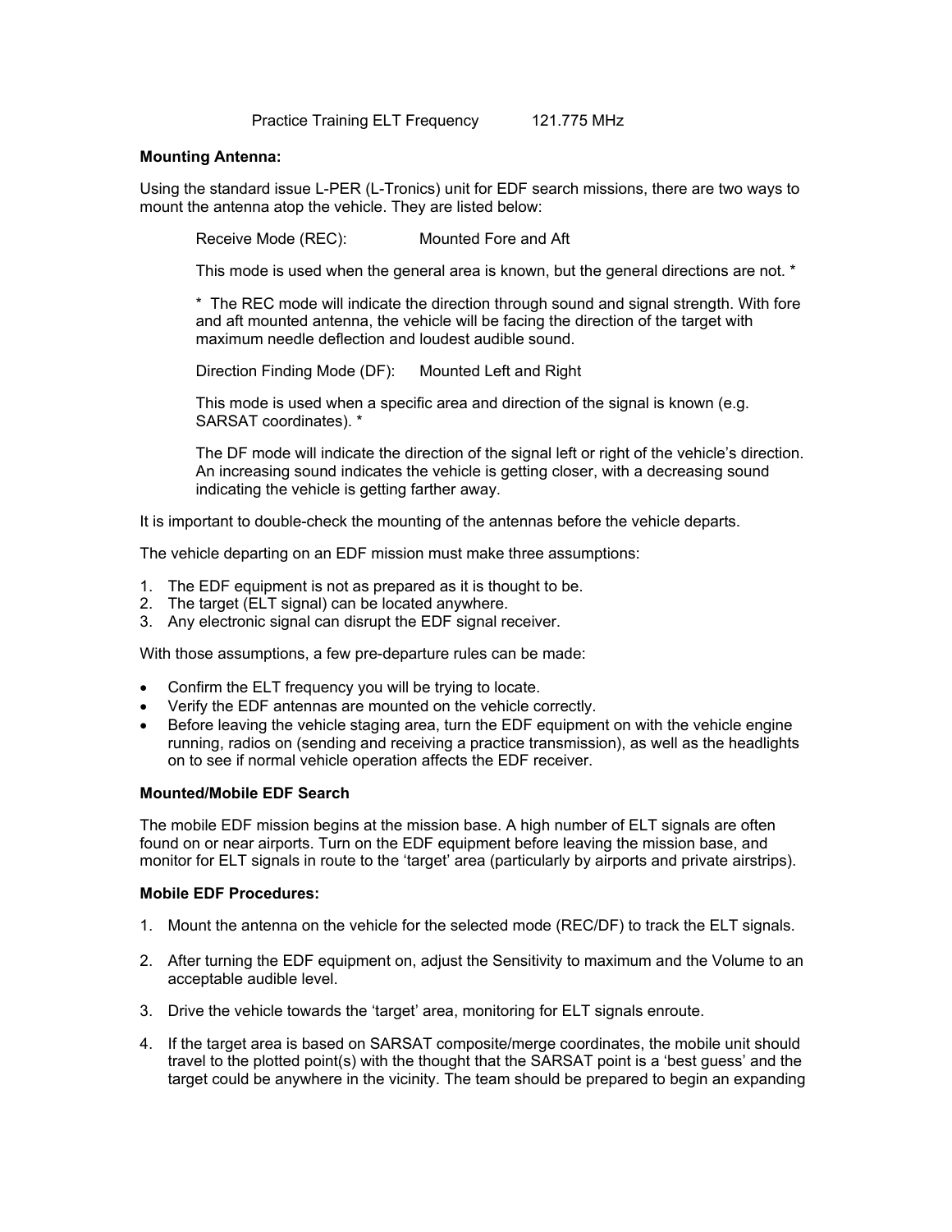Practice Training ELT Frequency 121.775 MHz

**Mounting Antenna:**

Using the standard issue L-PER (L-Tronics) unit for EDF search missions, there are two ways to mount the antenna atop the vehicle. They are listed below:

Receive Mode (REC): Mounted Fore and Aft

This mode is used when the general area is known, but the general directions are not. *

* The REC mode will indicate the direction through sound and signal strength. With fore and aft mounted antenna, the vehicle will be facing the direction of the target with maximum needle deflection and loudest audible sound.

Direction Finding Mode (DF): Mounted Left and Right

This mode is used when a specific area and direction of the signal is known (e.g. SARSAT coordinates). *

The DF mode will indicate the direction of the signal left or right of the vehicle's direction. An increasing sound indicates the vehicle is getting closer, with a decreasing sound indicating the vehicle is getting farther away.

It is important to double-check the mounting of the antennas before the vehicle departs.

The vehicle departing on an EDF mission must make three assumptions:

1. The EDF equipment is not as prepared as it is thought to be.
2. The target (ELT signal) can be located anywhere.
3. Any electronic signal can disrupt the EDF signal receiver.

With those assumptions, a few pre-departure rules can be made:

- Confirm the ELT frequency you will be trying to locate.
- Verify the EDF antennas are mounted on the vehicle correctly.
- Before leaving the vehicle staging area, turn the EDF equipment on with the vehicle engine running, radios on (sending and receiving a practice transmission), as well as the headlights on to see if normal vehicle operation affects the EDF receiver.

**Mounted/Mobile EDF Search**

The mobile EDF mission begins at the mission base. A high number of ELT signals are often found on or near airports. Turn on the EDF equipment before leaving the mission base, and monitor for ELT signals in route to the 'target' area (particularly by airports and private airstrips).

**Mobile EDF Procedures:**

1. Mount the antenna on the vehicle for the selected mode (REC/DF) to track the ELT signals.

2. After turning the EDF equipment on, adjust the Sensitivity to maximum and the Volume to an acceptable audible level.

3. Drive the vehicle towards the 'target' area, monitoring for ELT signals enroute.

4. If the target area is based on SARSAT composite/merge coordinates, the mobile unit should travel to the plotted point(s) with the thought that the SARSAT point is a 'best guess' and the target could be anywhere in the vicinity. The team should be prepared to begin an expanding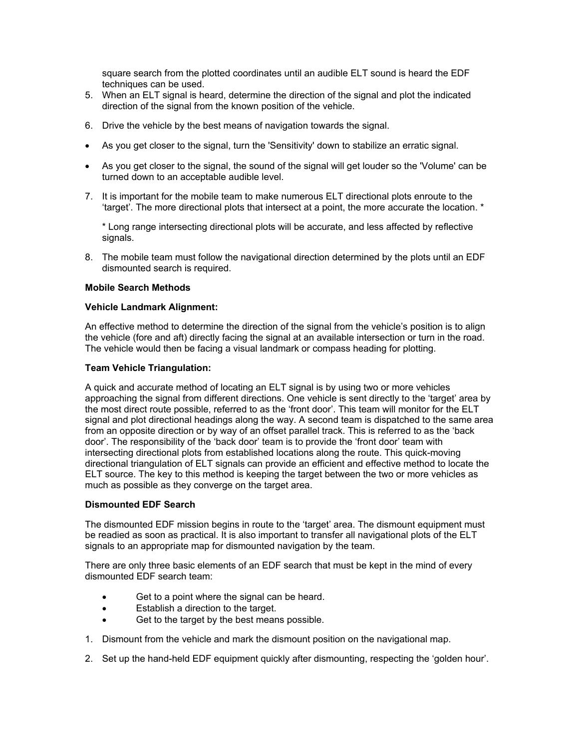square search from the plotted coordinates until an audible ELT sound is heard the EDF techniques can be used.

5. When an ELT signal is heard, determine the direction of the signal and plot the indicated direction of the signal from the known position of the vehicle.

6. Drive the vehicle by the best means of navigation towards the signal.

- As you get closer to the signal, turn the 'Sensitivity' down to stabilize an erratic signal.
- As you get closer to the signal, the sound of the signal will get louder so the 'Volume' can be turned down to an acceptable audible level.

7. It is important for the mobile team to make numerous ELT directional plots enroute to the 'target'. The more directional plots that intersect at a point, the more accurate the location. *

   * Long range intersecting directional plots will be accurate, and less affected by reflective signals.

8. The mobile team must follow the navigational direction determined by the plots until an EDF dismounted search is required.

**Mobile Search Methods**

**Vehicle Landmark Alignment:**

An effective method to determine the direction of the signal from the vehicle's position is to align the vehicle (fore and aft) directly facing the signal at an available intersection or turn in the road. The vehicle would then be facing a visual landmark or compass heading for plotting.

**Team Vehicle Triangulation:**

A quick and accurate method of locating an ELT signal is by using two or more vehicles approaching the signal from different directions. One vehicle is sent directly to the 'target' area by the most direct route possible, referred to as the 'front door'. This team will monitor for the ELT signal and plot directional headings along the way. A second team is dispatched to the same area from an opposite direction or by way of an offset parallel track. This is referred to as the 'back door'. The responsibility of the 'back door' team is to provide the 'front door' team with intersecting directional plots from established locations along the route. This quick-moving directional triangulation of ELT signals can provide an efficient and effective method to locate the ELT source. The key to this method is keeping the target between the two or more vehicles as much as possible as they converge on the target area.

**Dismounted EDF Search**

The dismounted EDF mission begins in route to the 'target' area. The dismount equipment must be readied as soon as practical. It is also important to transfer all navigational plots of the ELT signals to an appropriate map for dismounted navigation by the team.

There are only three basic elements of an EDF search that must be kept in the mind of every dismounted EDF search team:

- Get to a point where the signal can be heard.
- Establish a direction to the target.
- Get to the target by the best means possible.

1. Dismount from the vehicle and mark the dismount position on the navigational map.

2. Set up the hand-held EDF equipment quickly after dismounting, respecting the 'golden hour'.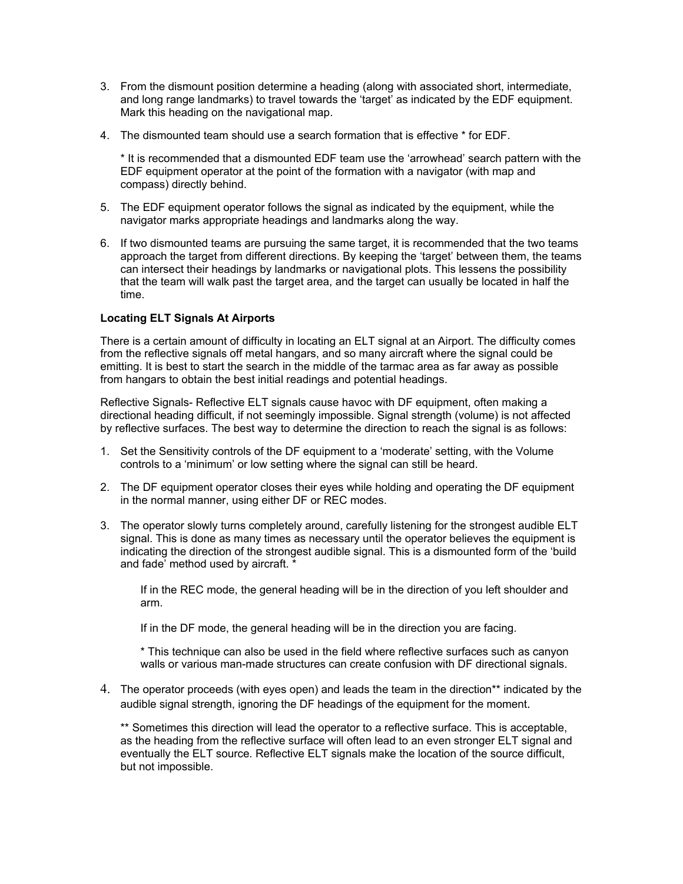3. From the dismount position determine a heading (along with associated short, intermediate, and long range landmarks) to travel towards the 'target' as indicated by the EDF equipment. Mark this heading on the navigational map.

4. The dismounted team should use a search formation that is effective * for EDF.

   * It is recommended that a dismounted EDF team use the 'arrowhead' search pattern with the EDF equipment operator at the point of the formation with a navigator (with map and compass) directly behind.

5. The EDF equipment operator follows the signal as indicated by the equipment, while the navigator marks appropriate headings and landmarks along the way.

6. If two dismounted teams are pursuing the same target, it is recommended that the two teams approach the target from different directions. By keeping the 'target' between them, the teams can intersect their headings by landmarks or navigational plots. This lessens the possibility that the team will walk past the target area, and the target can usually be located in half the time.

**Locating ELT Signals At Airports**

There is a certain amount of difficulty in locating an ELT signal at an Airport. The difficulty comes from the reflective signals off metal hangars, and so many aircraft where the signal could be emitting. It is best to start the search in the middle of the tarmac area as far away as possible from hangars to obtain the best initial readings and potential headings.

Reflective Signals- Reflective ELT signals cause havoc with DF equipment, often making a directional heading difficult, if not seemingly impossible. Signal strength (volume) is not affected by reflective surfaces. The best way to determine the direction to reach the signal is as follows:

1. Set the Sensitivity controls of the DF equipment to a 'moderate' setting, with the Volume controls to a 'minimum' or low setting where the signal can still be heard.

2. The DF equipment operator closes their eyes while holding and operating the DF equipment in the normal manner, using either DF or REC modes.

3. The operator slowly turns completely around, carefully listening for the strongest audible ELT signal. This is done as many times as necessary until the operator believes the equipment is indicating the direction of the strongest audible signal. This is a dismounted form of the 'build and fade' method used by aircraft. *

   If in the REC mode, the general heading will be in the direction of you left shoulder and arm.

   If in the DF mode, the general heading will be in the direction you are facing.

   * This technique can also be used in the field where reflective surfaces such as canyon walls or various man-made structures can create confusion with DF directional signals.

4. The operator proceeds (with eyes open) and leads the team in the direction** indicated by the audible signal strength, ignoring the DF headings of the equipment for the moment.

   ** Sometimes this direction will lead the operator to a reflective surface. This is acceptable, as the heading from the reflective surface will often lead to an even stronger ELT signal and eventually the ELT source. Reflective ELT signals make the location of the source difficult, but not impossible.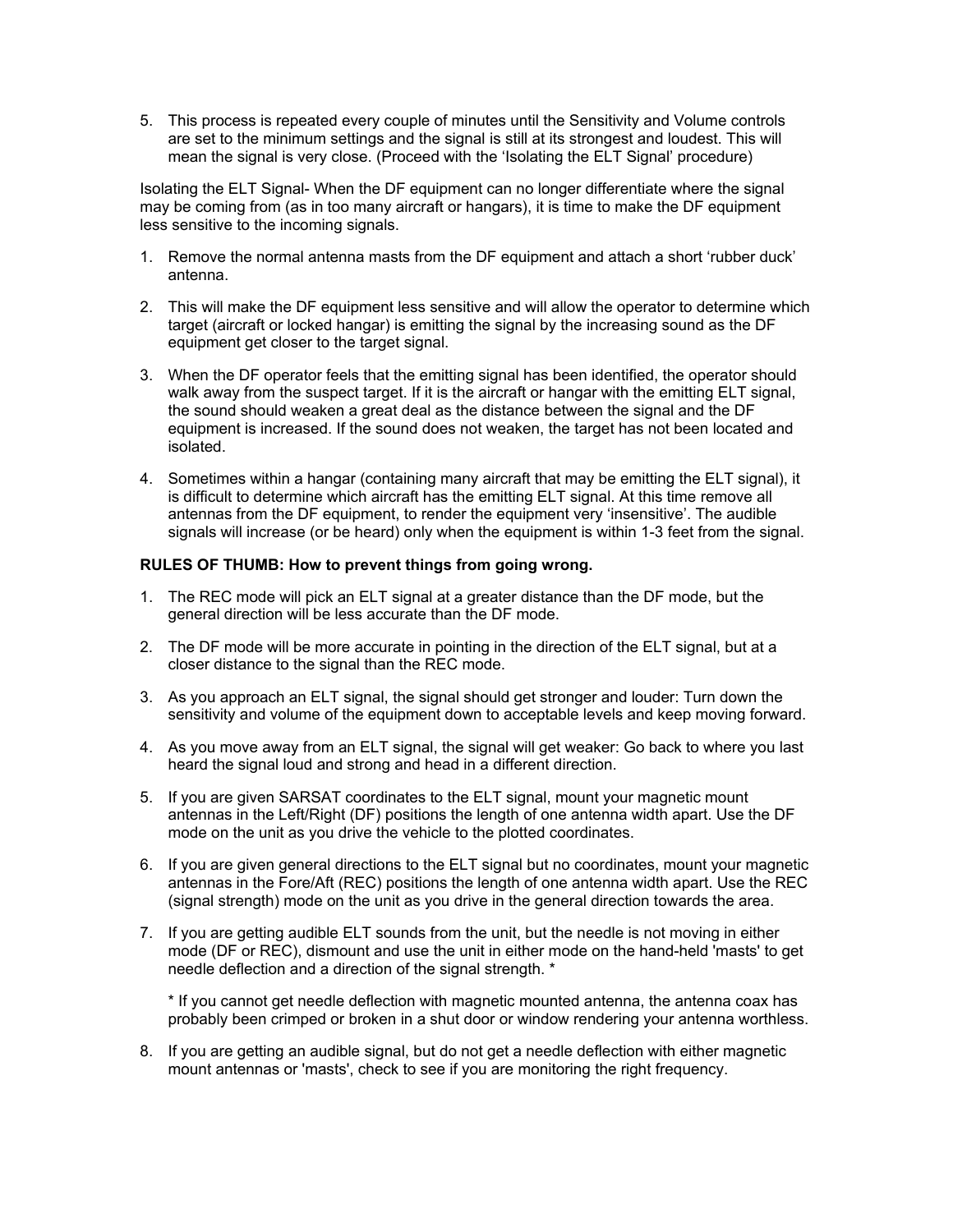5. This process is repeated every couple of minutes until the Sensitivity and Volume controls are set to the minimum settings and the signal is still at its strongest and loudest. This will mean the signal is very close. (Proceed with the 'Isolating the ELT Signal' procedure)

Isolating the ELT Signal- When the DF equipment can no longer differentiate where the signal may be coming from (as in too many aircraft or hangars), it is time to make the DF equipment less sensitive to the incoming signals.

1. Remove the normal antenna masts from the DF equipment and attach a short 'rubber duck' antenna.

2. This will make the DF equipment less sensitive and will allow the operator to determine which target (aircraft or locked hangar) is emitting the signal by the increasing sound as the DF equipment get closer to the target signal.

3. When the DF operator feels that the emitting signal has been identified, the operator should walk away from the suspect target. If it is the aircraft or hangar with the emitting ELT signal, the sound should weaken a great deal as the distance between the signal and the DF equipment is increased. If the sound does not weaken, the target has not been located and isolated.

4. Sometimes within a hangar (containing many aircraft that may be emitting the ELT signal), it is difficult to determine which aircraft has the emitting ELT signal. At this time remove all antennas from the DF equipment, to render the equipment very 'insensitive'. The audible signals will increase (or be heard) only when the equipment is within 1-3 feet from the signal.

**RULES OF THUMB: How to prevent things from going wrong.**

1. The REC mode will pick an ELT signal at a greater distance than the DF mode, but the general direction will be less accurate than the DF mode.

2. The DF mode will be more accurate in pointing in the direction of the ELT signal, but at a closer distance to the signal than the REC mode.

3. As you approach an ELT signal, the signal should get stronger and louder: Turn down the sensitivity and volume of the equipment down to acceptable levels and keep moving forward.

4. As you move away from an ELT signal, the signal will get weaker: Go back to where you last heard the signal loud and strong and head in a different direction.

5. If you are given SARSAT coordinates to the ELT signal, mount your magnetic mount antennas in the Left/Right (DF) positions the length of one antenna width apart. Use the DF mode on the unit as you drive the vehicle to the plotted coordinates.

6. If you are given general directions to the ELT signal but no coordinates, mount your magnetic antennas in the Fore/Aft (REC) positions the length of one antenna width apart. Use the REC (signal strength) mode on the unit as you drive in the general direction towards the area.

7. If you are getting audible ELT sounds from the unit, but the needle is not moving in either mode (DF or REC), dismount and use the unit in either mode on the hand-held 'masts' to get needle deflection and a direction of the signal strength. *

   * If you cannot get needle deflection with magnetic mounted antenna, the antenna coax has probably been crimped or broken in a shut door or window rendering your antenna worthless.

8. If you are getting an audible signal, but do not get a needle deflection with either magnetic mount antennas or 'masts', check to see if you are monitoring the right frequency.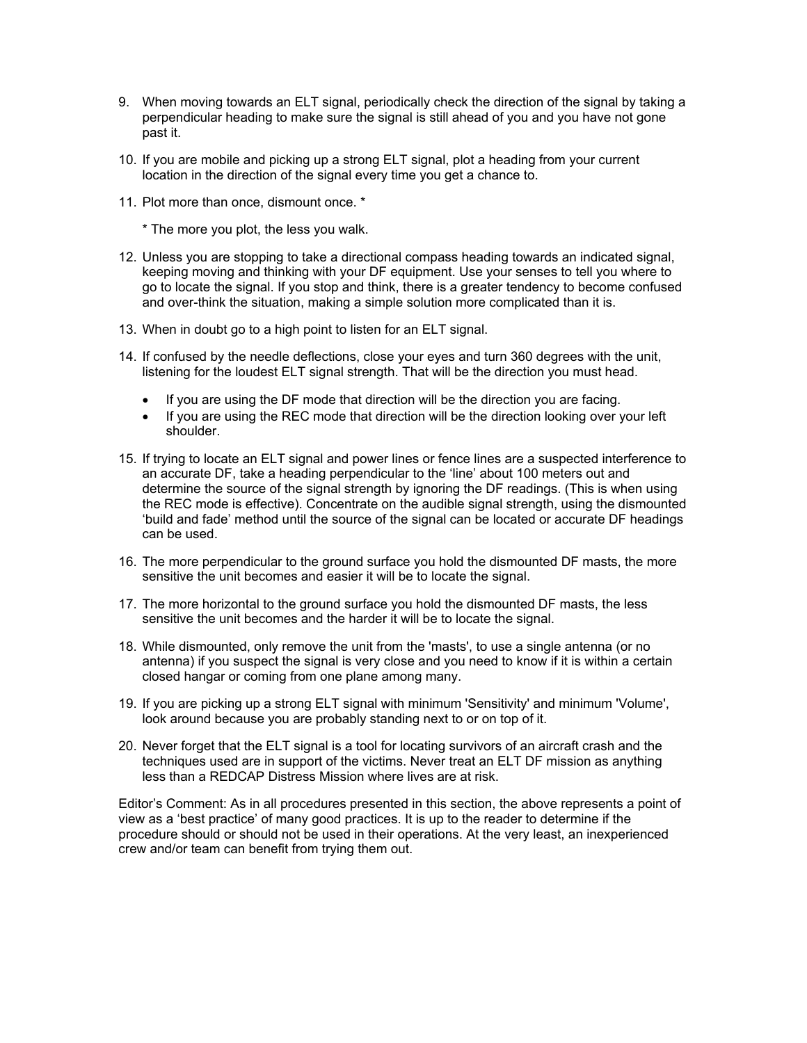9. When moving towards an ELT signal, periodically check the direction of the signal by taking a perpendicular heading to make sure the signal is still ahead of you and you have not gone past it.

10. If you are mobile and picking up a strong ELT signal, plot a heading from your current location in the direction of the signal every time you get a chance to.

11. Plot more than once, dismount once. *

    * The more you plot, the less you walk.

12. Unless you are stopping to take a directional compass heading towards an indicated signal, keeping moving and thinking with your DF equipment. Use your senses to tell you where to go to locate the signal. If you stop and think, there is a greater tendency to become confused and over-think the situation, making a simple solution more complicated than it is.

13. When in doubt go to a high point to listen for an ELT signal.

14. If confused by the needle deflections, close your eyes and turn 360 degrees with the unit, listening for the loudest ELT signal strength. That will be the direction you must head.

    - If you are using the DF mode that direction will be the direction you are facing.
    - If you are using the REC mode that direction will be the direction looking over your left shoulder.

15. If trying to locate an ELT signal and power lines or fence lines are a suspected interference to an accurate DF, take a heading perpendicular to the 'line' about 100 meters out and determine the source of the signal strength by ignoring the DF readings. (This is when using the REC mode is effective). Concentrate on the audible signal strength, using the dismounted 'build and fade' method until the source of the signal can be located or accurate DF headings can be used.

16. The more perpendicular to the ground surface you hold the dismounted DF masts, the more sensitive the unit becomes and easier it will be to locate the signal.

17. The more horizontal to the ground surface you hold the dismounted DF masts, the less sensitive the unit becomes and the harder it will be to locate the signal.

18. While dismounted, only remove the unit from the 'masts', to use a single antenna (or no antenna) if you suspect the signal is very close and you need to know if it is within a certain closed hangar or coming from one plane among many.

19. If you are picking up a strong ELT signal with minimum 'Sensitivity' and minimum 'Volume', look around because you are probably standing next to or on top of it.

20. Never forget that the ELT signal is a tool for locating survivors of an aircraft crash and the techniques used are in support of the victims. Never treat an ELT DF mission as anything less than a REDCAP Distress Mission where lives are at risk.

Editor's Comment: As in all procedures presented in this section, the above represents a point of view as a 'best practice' of many good practices. It is up to the reader to determine if the procedure should or should not be used in their operations. At the very least, an inexperienced crew and/or team can benefit from trying them out.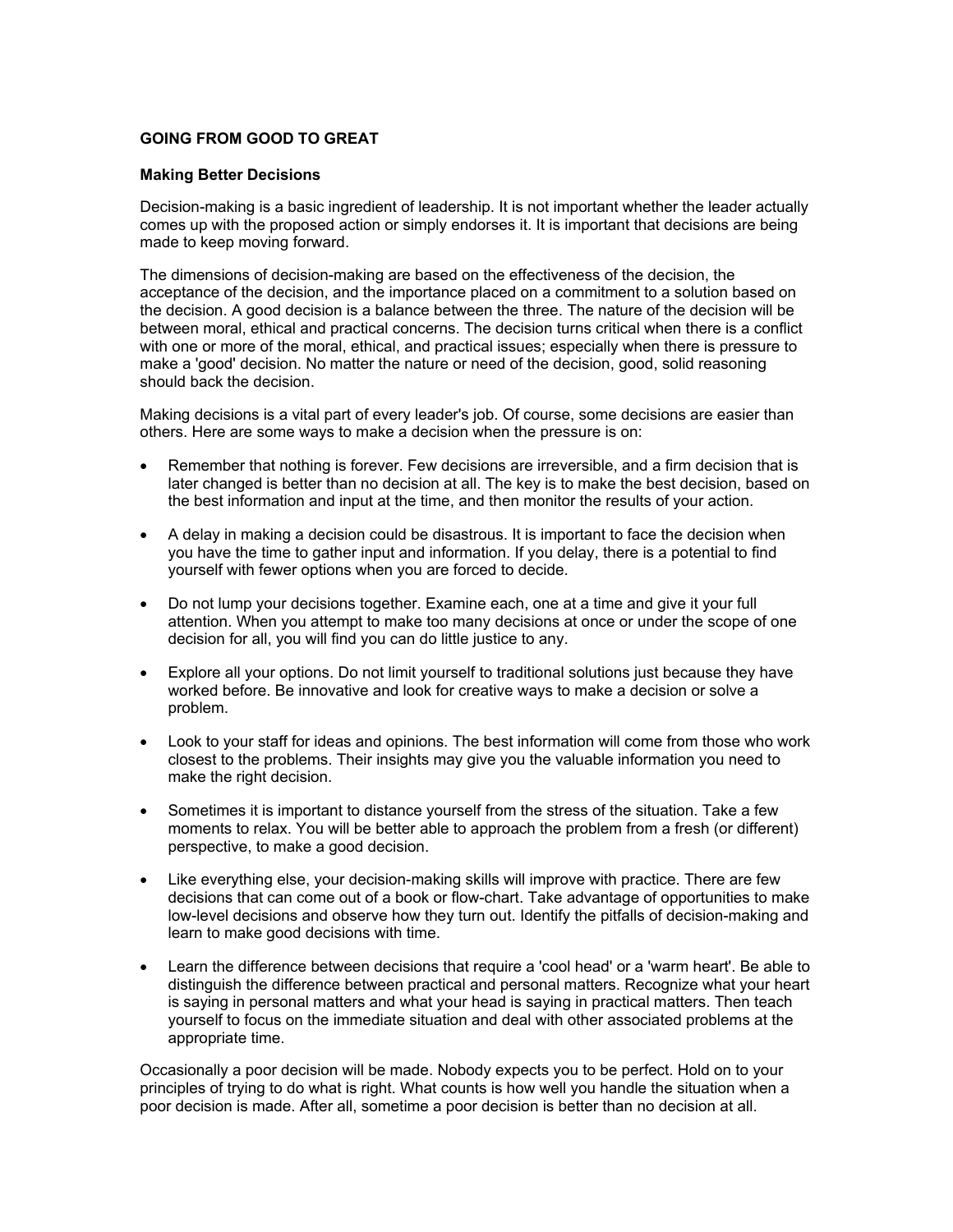## GOING FROM GOOD TO GREAT

### Making Better Decisions

Decision-making is a basic ingredient of leadership. It is not important whether the leader actually comes up with the proposed action or simply endorses it. It is important that decisions are being made to keep moving forward.

The dimensions of decision-making are based on the effectiveness of the decision, the acceptance of the decision, and the importance placed on a commitment to a solution based on the decision. A good decision is a balance between the three. The nature of the decision will be between moral, ethical and practical concerns. The decision turns critical when there is a conflict with one or more of the moral, ethical, and practical issues; especially when there is pressure to make a 'good' decision. No matter the nature or need of the decision, good, solid reasoning should back the decision.

Making decisions is a vital part of every leader's job. Of course, some decisions are easier than others. Here are some ways to make a decision when the pressure is on:

- Remember that nothing is forever. Few decisions are irreversible, and a firm decision that is later changed is better than no decision at all. The key is to make the best decision, based on the best information and input at the time, and then monitor the results of your action.
- A delay in making a decision could be disastrous. It is important to face the decision when you have the time to gather input and information. If you delay, there is a potential to find yourself with fewer options when you are forced to decide.
- Do not lump your decisions together. Examine each, one at a time and give it your full attention. When you attempt to make too many decisions at once or under the scope of one decision for all, you will find you can do little justice to any.
- Explore all your options. Do not limit yourself to traditional solutions just because they have worked before. Be innovative and look for creative ways to make a decision or solve a problem.
- Look to your staff for ideas and opinions. The best information will come from those who work closest to the problems. Their insights may give you the valuable information you need to make the right decision.
- Sometimes it is important to distance yourself from the stress of the situation. Take a few moments to relax. You will be better able to approach the problem from a fresh (or different) perspective, to make a good decision.
- Like everything else, your decision-making skills will improve with practice. There are few decisions that can come out of a book or flow-chart. Take advantage of opportunities to make low-level decisions and observe how they turn out. Identify the pitfalls of decision-making and learn to make good decisions with time.
- Learn the difference between decisions that require a 'cool head' or a 'warm heart'. Be able to distinguish the difference between practical and personal matters. Recognize what your heart is saying in personal matters and what your head is saying in practical matters. Then teach yourself to focus on the immediate situation and deal with other associated problems at the appropriate time.

Occasionally a poor decision will be made. Nobody expects you to be perfect. Hold on to your principles of trying to do what is right. What counts is how well you handle the situation when a poor decision is made. After all, sometime a poor decision is better than no decision at all.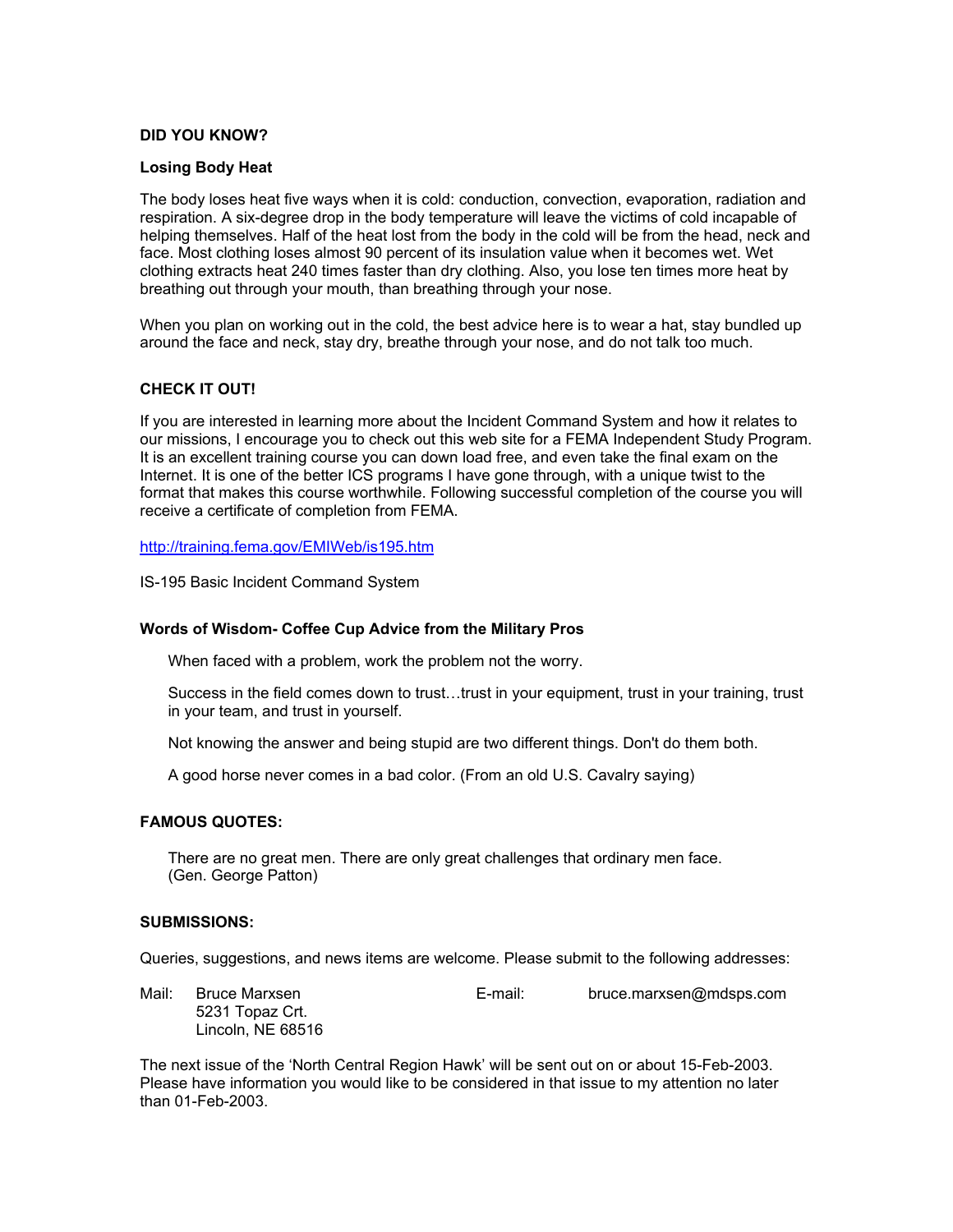**DID YOU KNOW?**

**Losing Body Heat**

The body loses heat five ways when it is cold: conduction, convection, evaporation, radiation and respiration. A six-degree drop in the body temperature will leave the victims of cold incapable of helping themselves. Half of the heat lost from the body in the cold will be from the head, neck and face. Most clothing loses almost 90 percent of its insulation value when it becomes wet. Wet clothing extracts heat 240 times faster than dry clothing. Also, you lose ten times more heat by breathing out through your mouth, than breathing through your nose.

When you plan on working out in the cold, the best advice here is to wear a hat, stay bundled up around the face and neck, stay dry, breathe through your nose, and do not talk too much.

**CHECK IT OUT!**

If you are interested in learning more about the Incident Command System and how it relates to our missions, I encourage you to check out this web site for a FEMA Independent Study Program. It is an excellent training course you can down load free, and even take the final exam on the Internet. It is one of the better ICS programs I have gone through, with a unique twist to the format that makes this course worthwhile. Following successful completion of the course you will receive a certificate of completion from FEMA.

http://training.fema.gov/EMIWeb/is195.htm

IS-195 Basic Incident Command System

**Words of Wisdom- Coffee Cup Advice from the Military Pros**

When faced with a problem, work the problem not the worry.

Success in the field comes down to trust…trust in your equipment, trust in your training, trust in your team, and trust in yourself.

Not knowing the answer and being stupid are two different things. Don't do them both.

A good horse never comes in a bad color. (From an old U.S. Cavalry saying)

**FAMOUS QUOTES:**

There are no great men. There are only great challenges that ordinary men face.
(Gen. George Patton)

**SUBMISSIONS:**

Queries, suggestions, and news items are welcome. Please submit to the following addresses:

Mail: Bruce Marxsen
5231 Topaz Crt.
Lincoln, NE 68516

E-mail: bruce.marxsen@mdsps.com

The next issue of the 'North Central Region Hawk' will be sent out on or about 15-Feb-2003. Please have information you would like to be considered in that issue to my attention no later than 01-Feb-2003.